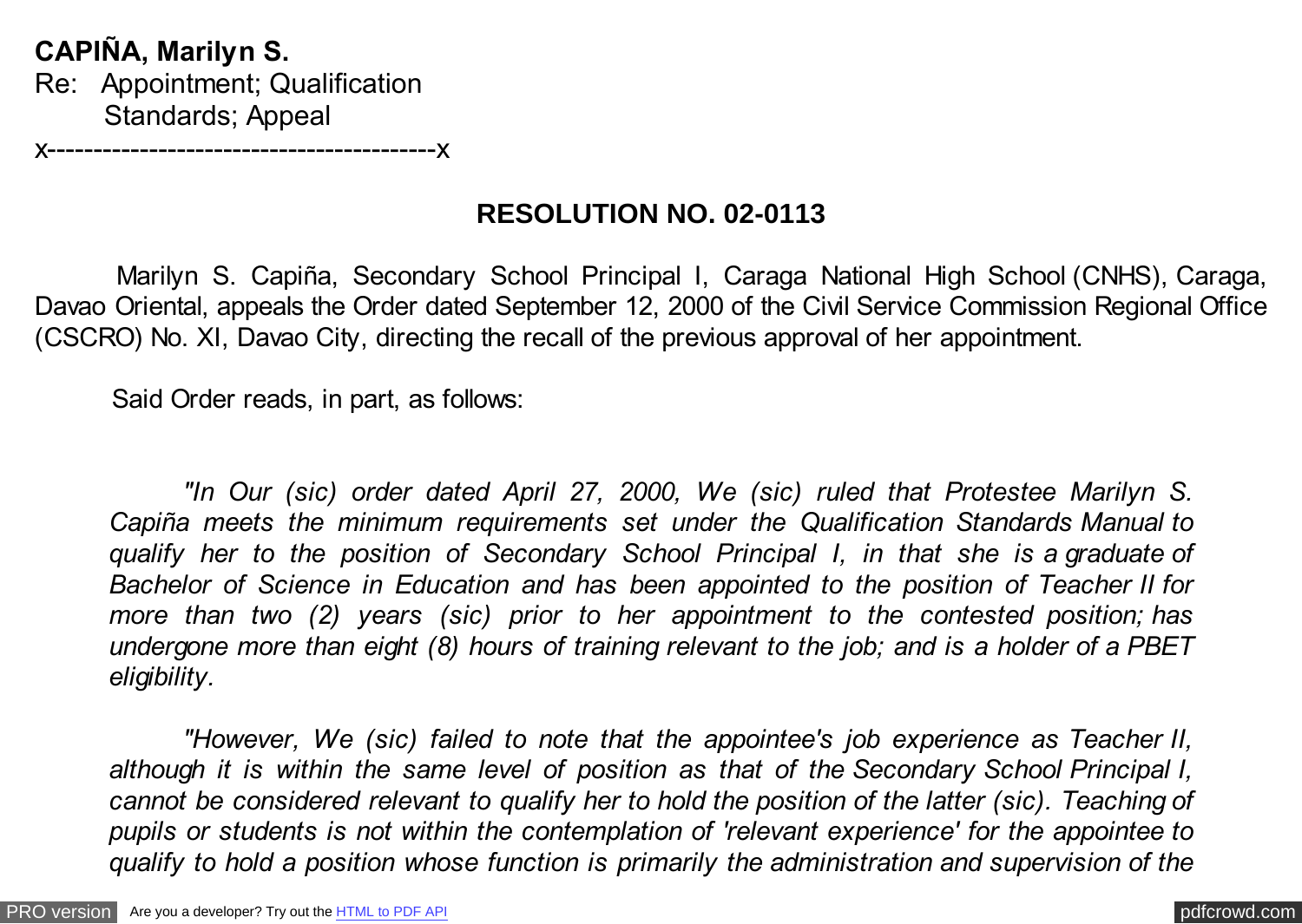**CAPIÑA, Marilyn S.**
Re: Appointment; Qualification
Standards; Appeal
x-------------------------------------------x

## RESOLUTION NO. 02-0113

Marilyn S. Capiña, Secondary School Principal I, Caraga National High School (CNHS), Caraga, Davao Oriental, appeals the Order dated September 12, 2000 of the Civil Service Commission Regional Office (CSCRO) No. XI, Davao City, directing the recall of the previous approval of her appointment.

Said Order reads, in part, as follows:

> *"In Our (sic) order dated April 27, 2000, We (sic) ruled that Protestee Marilyn S. Capiña meets the minimum requirements set under the Qualification Standards Manual to qualify her to the position of Secondary School Principal I, in that she is a graduate of Bachelor of Science in Education and has been appointed to the position of Teacher II for more than two (2) years (sic) prior to her appointment to the contested position; has undergone more than eight (8) hours of training relevant to the job; and is a holder of a PBET eligibility.*
>
> *"However, We (sic) failed to note that the appointee's job experience as Teacher II, although it is within the same level of position as that of the Secondary School Principal I, cannot be considered relevant to qualify her to hold the position of the latter (sic). Teaching of pupils or students is not within the contemplation of 'relevant experience' for the appointee to qualify to hold a position whose function is primarily the administration and supervision of the*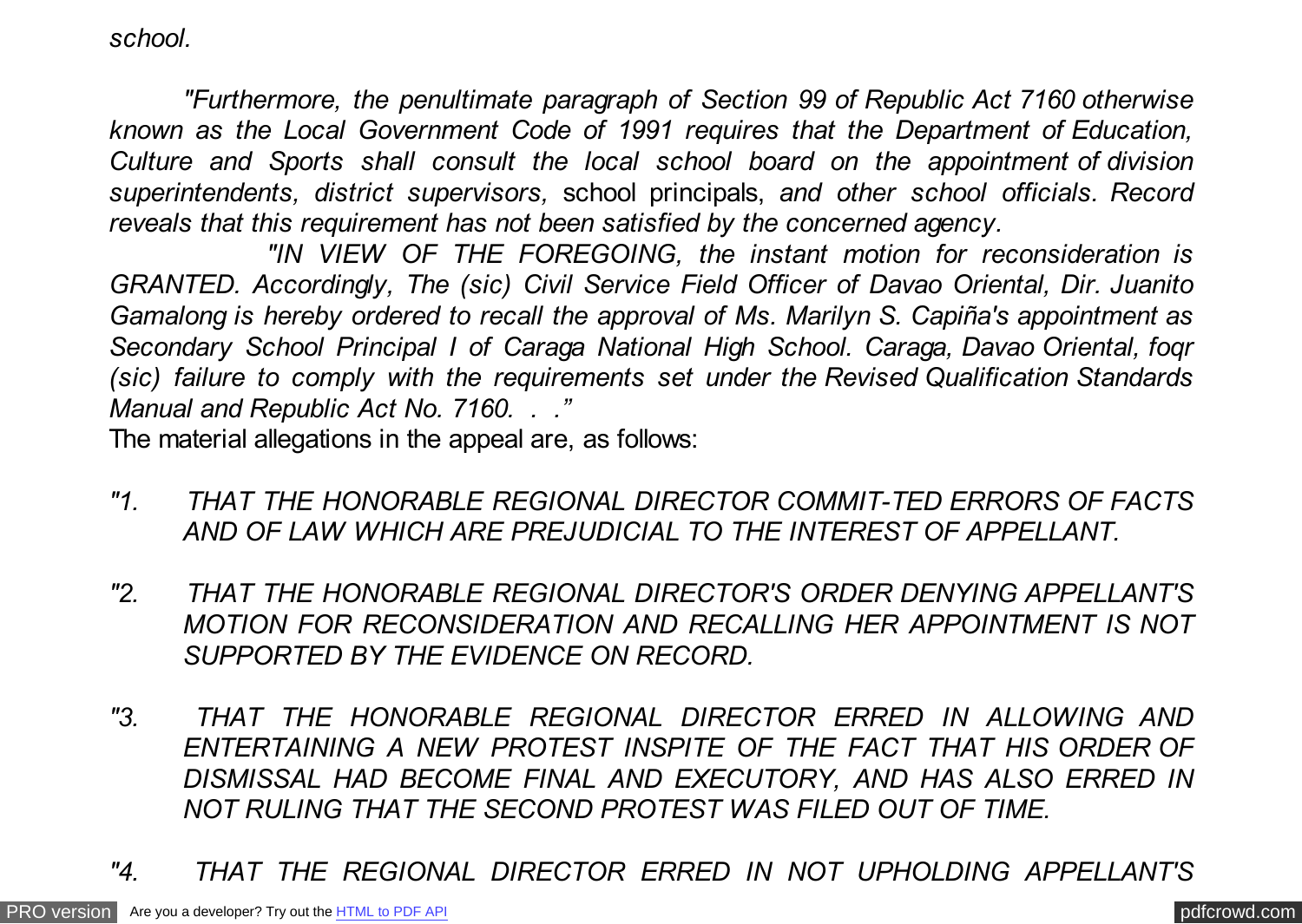*school.*

*"Furthermore, the penultimate paragraph of Section 99 of Republic Act 7160 otherwise known as the Local Government Code of 1991 requires that the Department of Education, Culture and Sports shall consult the local school board on the appointment of division superintendents, district supervisors,* school principals, *and other school officials. Record reveals that this requirement has not been satisfied by the concerned agency.*

*"IN VIEW OF THE FOREGOING, the instant motion for reconsideration is GRANTED. Accordingly, The (sic) Civil Service Field Officer of Davao Oriental, Dir. Juanito Gamalong is hereby ordered to recall the approval of Ms. Marilyn S. Capiña's appointment as Secondary School Principal I of Caraga National High School. Caraga, Davao Oriental, foqr (sic) failure to comply with the requirements set under the Revised Qualification Standards Manual and Republic Act No. 7160. . ."*

The material allegations in the appeal are, as follows:

*"1. THAT THE HONORABLE REGIONAL DIRECTOR COMMIT-TED ERRORS OF FACTS AND OF LAW WHICH ARE PREJUDICIAL TO THE INTEREST OF APPELLANT.*

*"2. THAT THE HONORABLE REGIONAL DIRECTOR'S ORDER DENYING APPELLANT'S MOTION FOR RECONSIDERATION AND RECALLING HER APPOINTMENT IS NOT SUPPORTED BY THE EVIDENCE ON RECORD.*

*"3. THAT THE HONORABLE REGIONAL DIRECTOR ERRED IN ALLOWING AND ENTERTAINING A NEW PROTEST INSPITE OF THE FACT THAT HIS ORDER OF DISMISSAL HAD BECOME FINAL AND EXECUTORY, AND HAS ALSO ERRED IN NOT RULING THAT THE SECOND PROTEST WAS FILED OUT OF TIME.*

*"4. THAT THE REGIONAL DIRECTOR ERRED IN NOT UPHOLDING APPELLANT'S*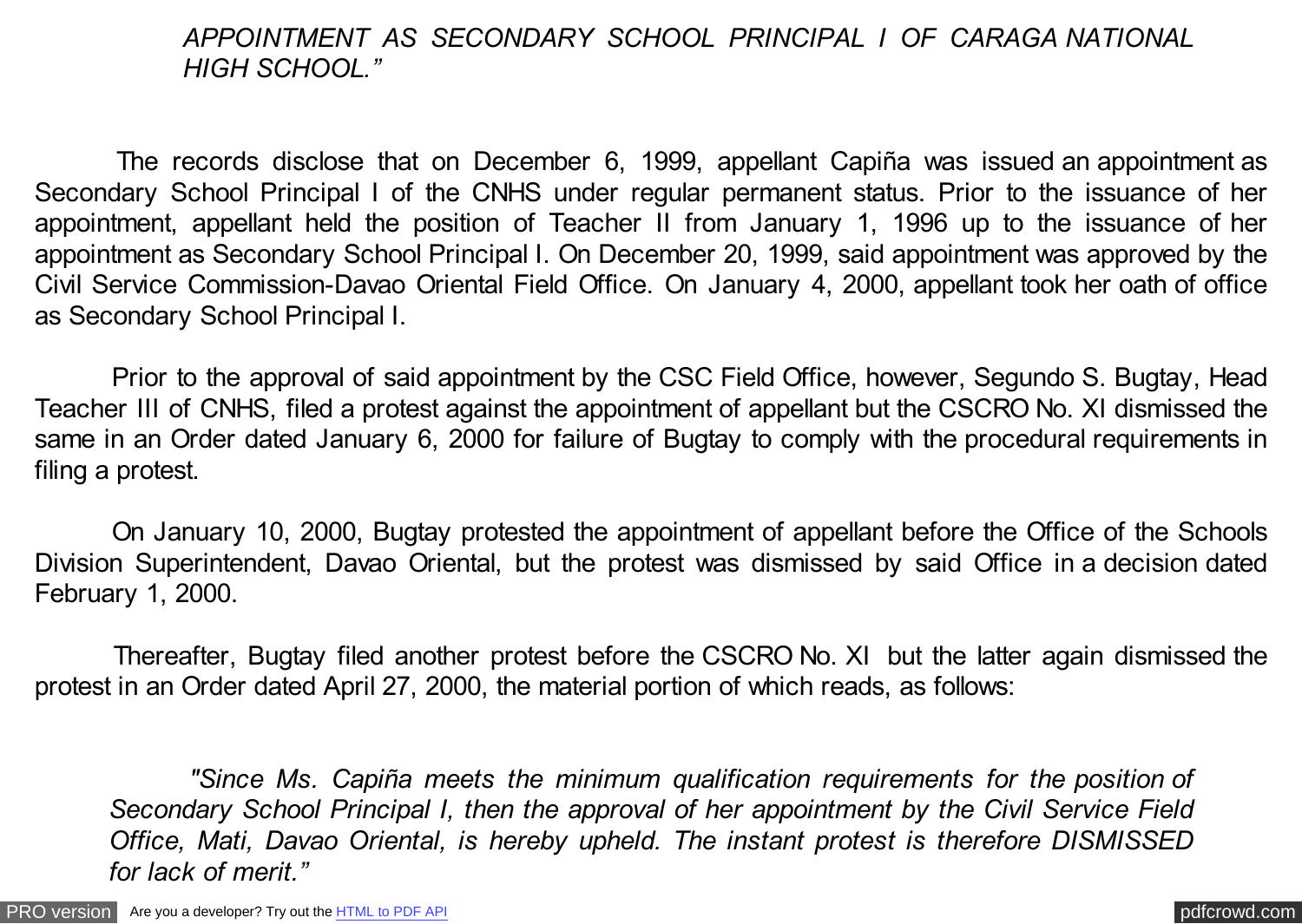*APPOINTMENT AS SECONDARY SCHOOL PRINCIPAL I OF CARAGA NATIONAL HIGH SCHOOL."*

The records disclose that on December 6, 1999, appellant Capiña was issued an appointment as Secondary School Principal I of the CNHS under regular permanent status. Prior to the issuance of her appointment, appellant held the position of Teacher II from January 1, 1996 up to the issuance of her appointment as Secondary School Principal I. On December 20, 1999, said appointment was approved by the Civil Service Commission-Davao Oriental Field Office. On January 4, 2000, appellant took her oath of office as Secondary School Principal I.

Prior to the approval of said appointment by the CSC Field Office, however, Segundo S. Bugtay, Head Teacher III of CNHS, filed a protest against the appointment of appellant but the CSCRO No. XI dismissed the same in an Order dated January 6, 2000 for failure of Bugtay to comply with the procedural requirements in filing a protest.

On January 10, 2000, Bugtay protested the appointment of appellant before the Office of the Schools Division Superintendent, Davao Oriental, but the protest was dismissed by said Office in a decision dated February 1, 2000.

Thereafter, Bugtay filed another protest before the CSCRO No. XI but the latter again dismissed the protest in an Order dated April 27, 2000, the material portion of which reads, as follows:

> *"Since Ms. Capiña meets the minimum qualification requirements for the position of Secondary School Principal I, then the approval of her appointment by the Civil Service Field Office, Mati, Davao Oriental, is hereby upheld. The instant protest is therefore DISMISSED for lack of merit."*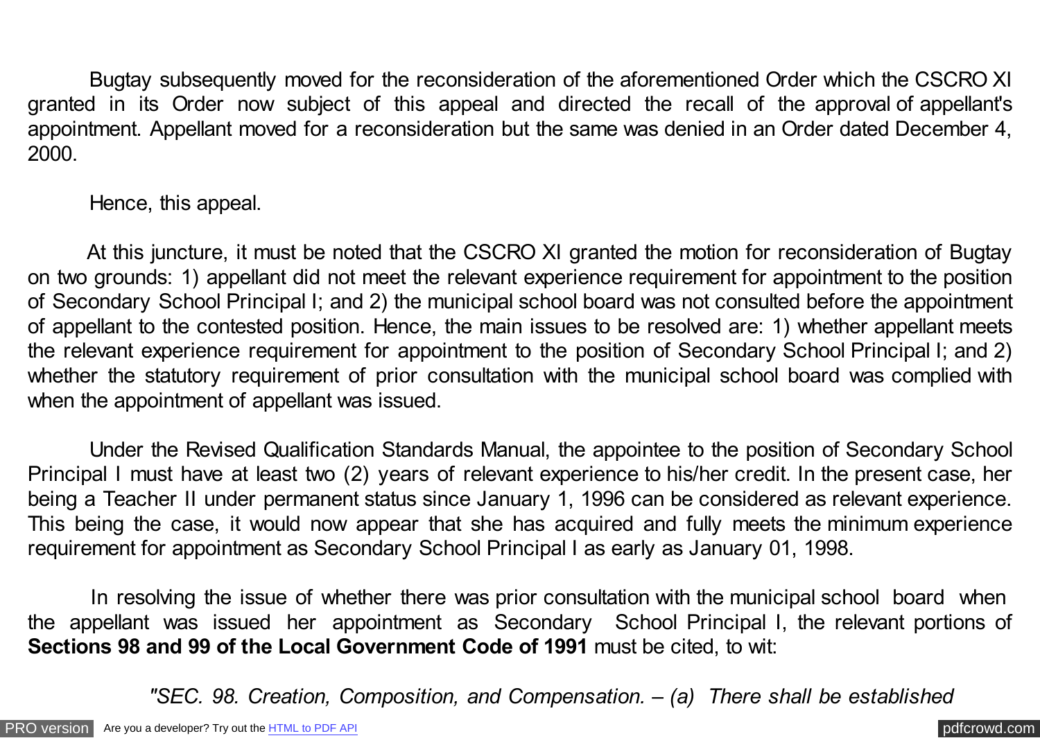Bugtay subsequently moved for the reconsideration of the aforementioned Order which the CSCRO XI granted in its Order now subject of this appeal and directed the recall of the approval of appellant's appointment. Appellant moved for a reconsideration but the same was denied in an Order dated December 4, 2000.

Hence, this appeal.

At this juncture, it must be noted that the CSCRO XI granted the motion for reconsideration of Bugtay on two grounds: 1) appellant did not meet the relevant experience requirement for appointment to the position of Secondary School Principal I; and 2) the municipal school board was not consulted before the appointment of appellant to the contested position. Hence, the main issues to be resolved are: 1) whether appellant meets the relevant experience requirement for appointment to the position of Secondary School Principal I; and 2) whether the statutory requirement of prior consultation with the municipal school board was complied with when the appointment of appellant was issued.

Under the Revised Qualification Standards Manual, the appointee to the position of Secondary School Principal I must have at least two (2) years of relevant experience to his/her credit. In the present case, her being a Teacher II under permanent status since January 1, 1996 can be considered as relevant experience. This being the case, it would now appear that she has acquired and fully meets the minimum experience requirement for appointment as Secondary School Principal I as early as January 01, 1998.

In resolving the issue of whether there was prior consultation with the municipal school board when the appellant was issued her appointment as Secondary School Principal I, the relevant portions of **Sections 98 and 99 of the Local Government Code of 1991** must be cited, to wit:

*"SEC. 98. Creation, Composition, and Compensation. – (a) There shall be established*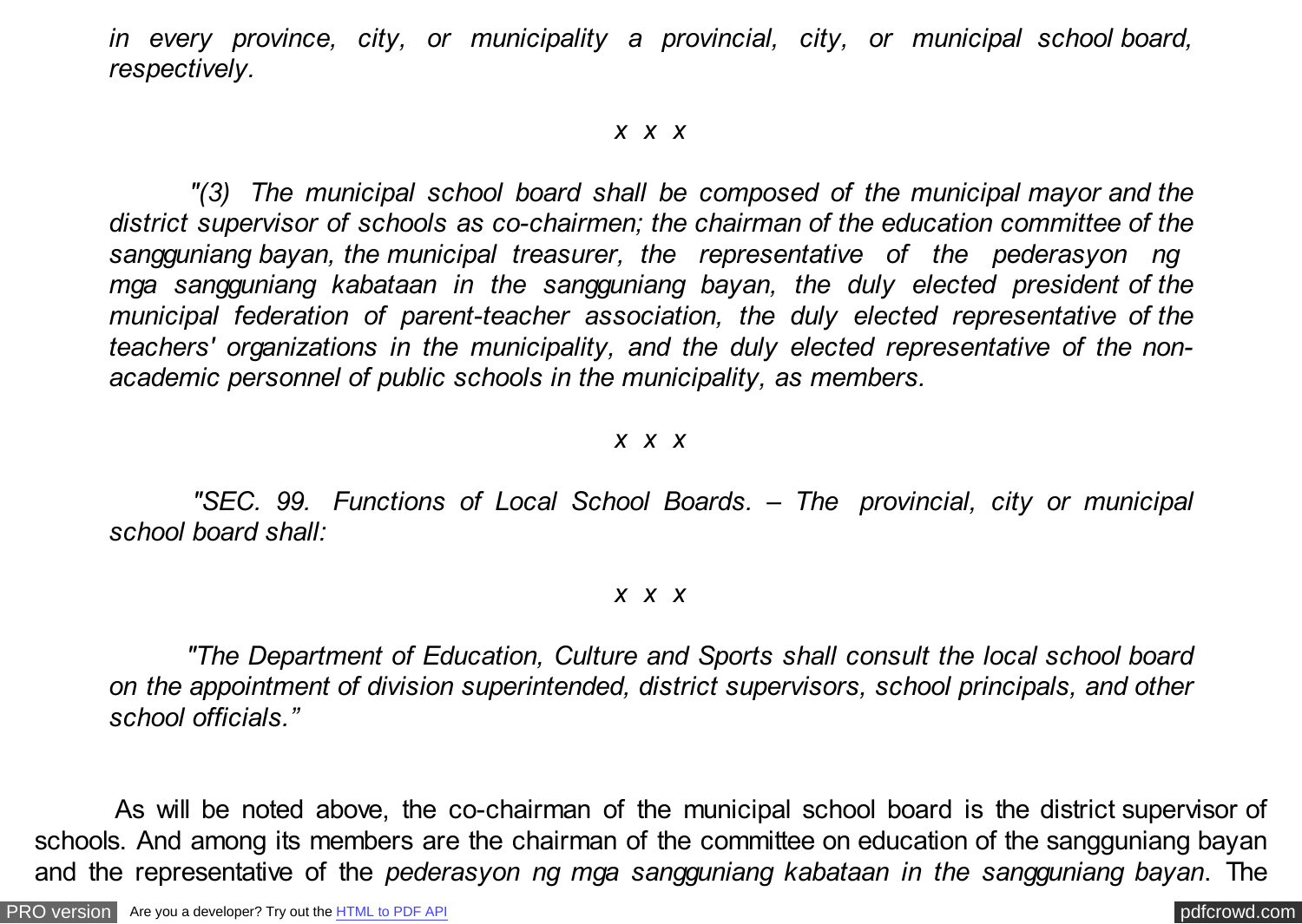*in every province, city, or municipality a provincial, city, or municipal school board, respectively.*

*x x x*

*"(3) The municipal school board shall be composed of the municipal mayor and the district supervisor of schools as co-chairmen; the chairman of the education committee of the sangguniang bayan, the municipal treasurer, the representative of the pederasyon ng mga sangguniang kabataan in the sangguniang bayan, the duly elected president of the municipal federation of parent-teacher association, the duly elected representative of the teachers' organizations in the municipality, and the duly elected representative of the non-academic personnel of public schools in the municipality, as members.*

*x x x*

*"SEC. 99. Functions of Local School Boards. – The provincial, city or municipal school board shall:*

*x x x*

*"The Department of Education, Culture and Sports shall consult the local school board on the appointment of division superintended, district supervisors, school principals, and other school officials."*

As will be noted above, the co-chairman of the municipal school board is the district supervisor of schools. And among its members are the chairman of the committee on education of the sangguniang bayan and the representative of the *pederasyon ng mga sangguniang kabataan in the sangguniang bayan*. The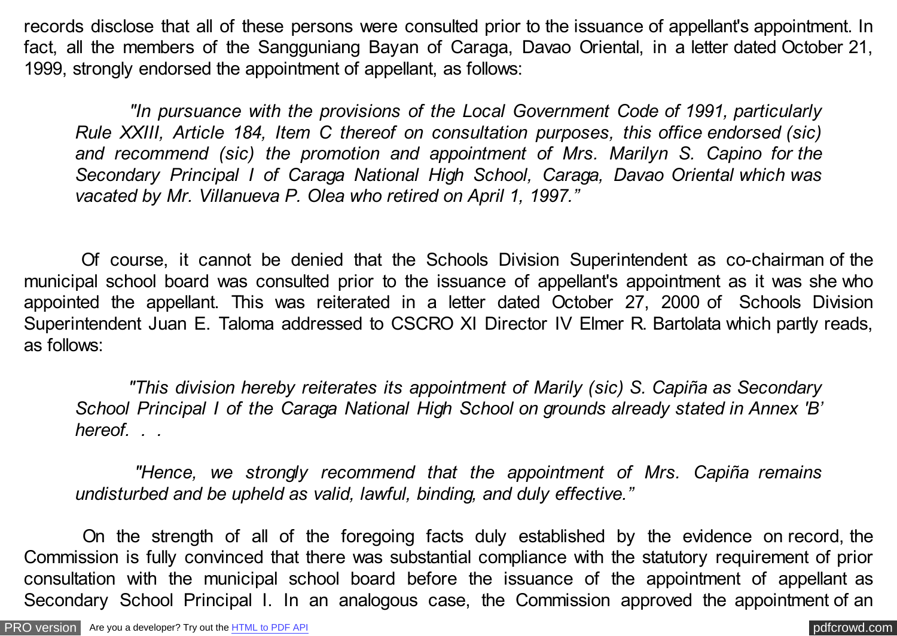records disclose that all of these persons were consulted prior to the issuance of appellant's appointment. In fact, all the members of the Sangguniang Bayan of Caraga, Davao Oriental, in a letter dated October 21, 1999, strongly endorsed the appointment of appellant, as follows:

> *"In pursuance with the provisions of the Local Government Code of 1991, particularly Rule XXIII, Article 184, Item C thereof on consultation purposes, this office endorsed (sic) and recommend (sic) the promotion and appointment of Mrs. Marilyn S. Capino for the Secondary Principal I of Caraga National High School, Caraga, Davao Oriental which was vacated by Mr. Villanueva P. Olea who retired on April 1, 1997."*

Of course, it cannot be denied that the Schools Division Superintendent as co-chairman of the municipal school board was consulted prior to the issuance of appellant's appointment as it was she who appointed the appellant. This was reiterated in a letter dated October 27, 2000 of Schools Division Superintendent Juan E. Taloma addressed to CSCRO XI Director IV Elmer R. Bartolata which partly reads, as follows:

> *"This division hereby reiterates its appointment of Marily (sic) S. Capiña as Secondary School Principal I of the Caraga National High School on grounds already stated in Annex 'B' hereof. . .*
>
> *"Hence, we strongly recommend that the appointment of Mrs. Capiña remains undisturbed and be upheld as valid, lawful, binding, and duly effective."*

On the strength of all of the foregoing facts duly established by the evidence on record, the Commission is fully convinced that there was substantial compliance with the statutory requirement of prior consultation with the municipal school board before the issuance of the appointment of appellant as Secondary School Principal I. In an analogous case, the Commission approved the appointment of an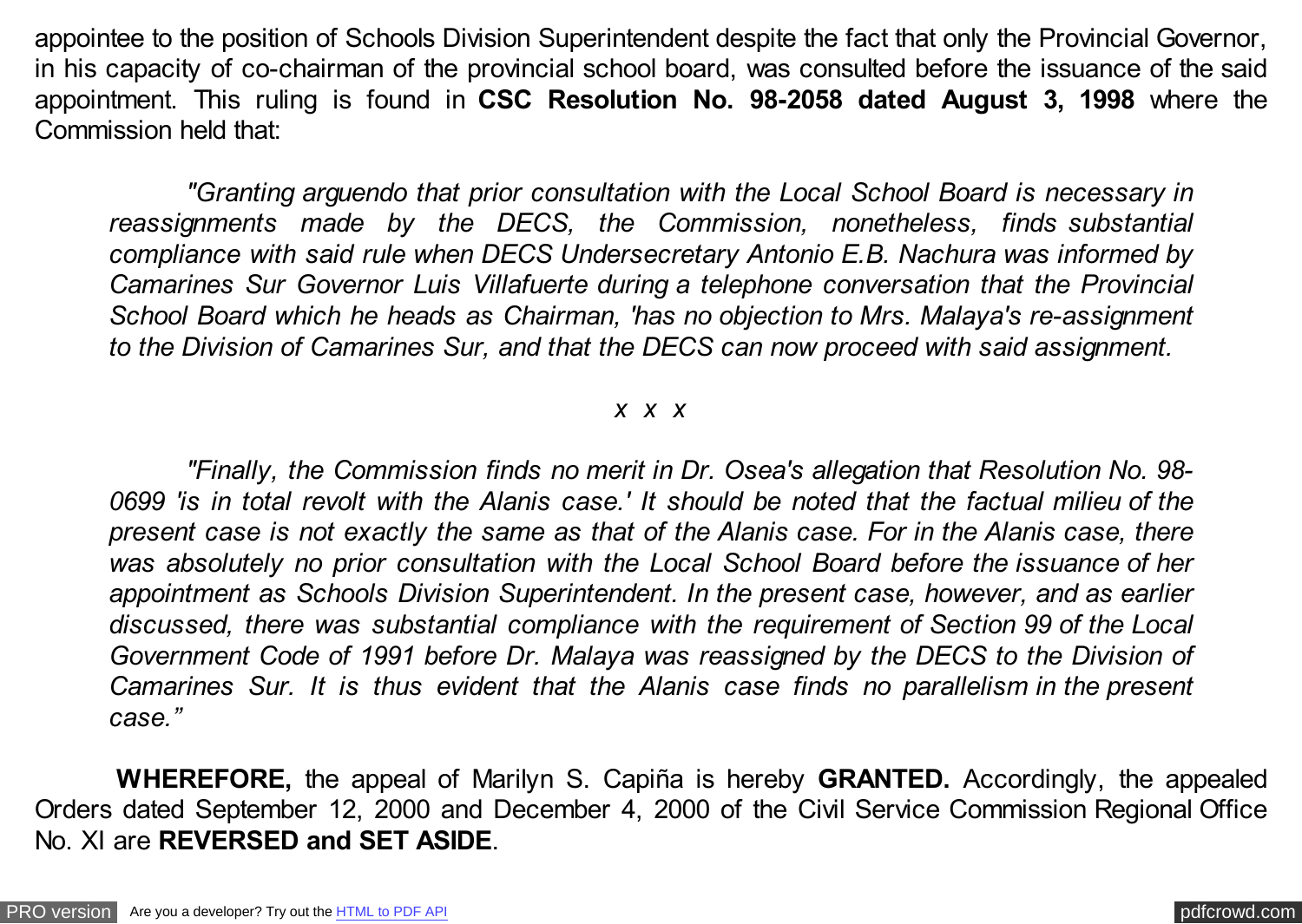appointee to the position of Schools Division Superintendent despite the fact that only the Provincial Governor, in his capacity of co-chairman of the provincial school board, was consulted before the issuance of the said appointment. This ruling is found in **CSC Resolution No. 98-2058 dated August 3, 1998** where the Commission held that:

> *"Granting arguendo that prior consultation with the Local School Board is necessary in reassignments made by the DECS, the Commission, nonetheless, finds substantial compliance with said rule when DECS Undersecretary Antonio E.B. Nachura was informed by Camarines Sur Governor Luis Villafuerte during a telephone conversation that the Provincial School Board which he heads as Chairman, 'has no objection to Mrs. Malaya's re-assignment to the Division of Camarines Sur, and that the DECS can now proceed with said assignment.*
>
> *x x x*
>
> *"Finally, the Commission finds no merit in Dr. Osea's allegation that Resolution No. 98-0699 'is in total revolt with the Alanis case.' It should be noted that the factual milieu of the present case is not exactly the same as that of the Alanis case. For in the Alanis case, there was absolutely no prior consultation with the Local School Board before the issuance of her appointment as Schools Division Superintendent. In the present case, however, and as earlier discussed, there was substantial compliance with the requirement of Section 99 of the Local Government Code of 1991 before Dr. Malaya was reassigned by the DECS to the Division of Camarines Sur. It is thus evident that the Alanis case finds no parallelism in the present case."*

**WHEREFORE,** the appeal of Marilyn S. Capiña is hereby **GRANTED.** Accordingly, the appealed Orders dated September 12, 2000 and December 4, 2000 of the Civil Service Commission Regional Office No. XI are **REVERSED and SET ASIDE**.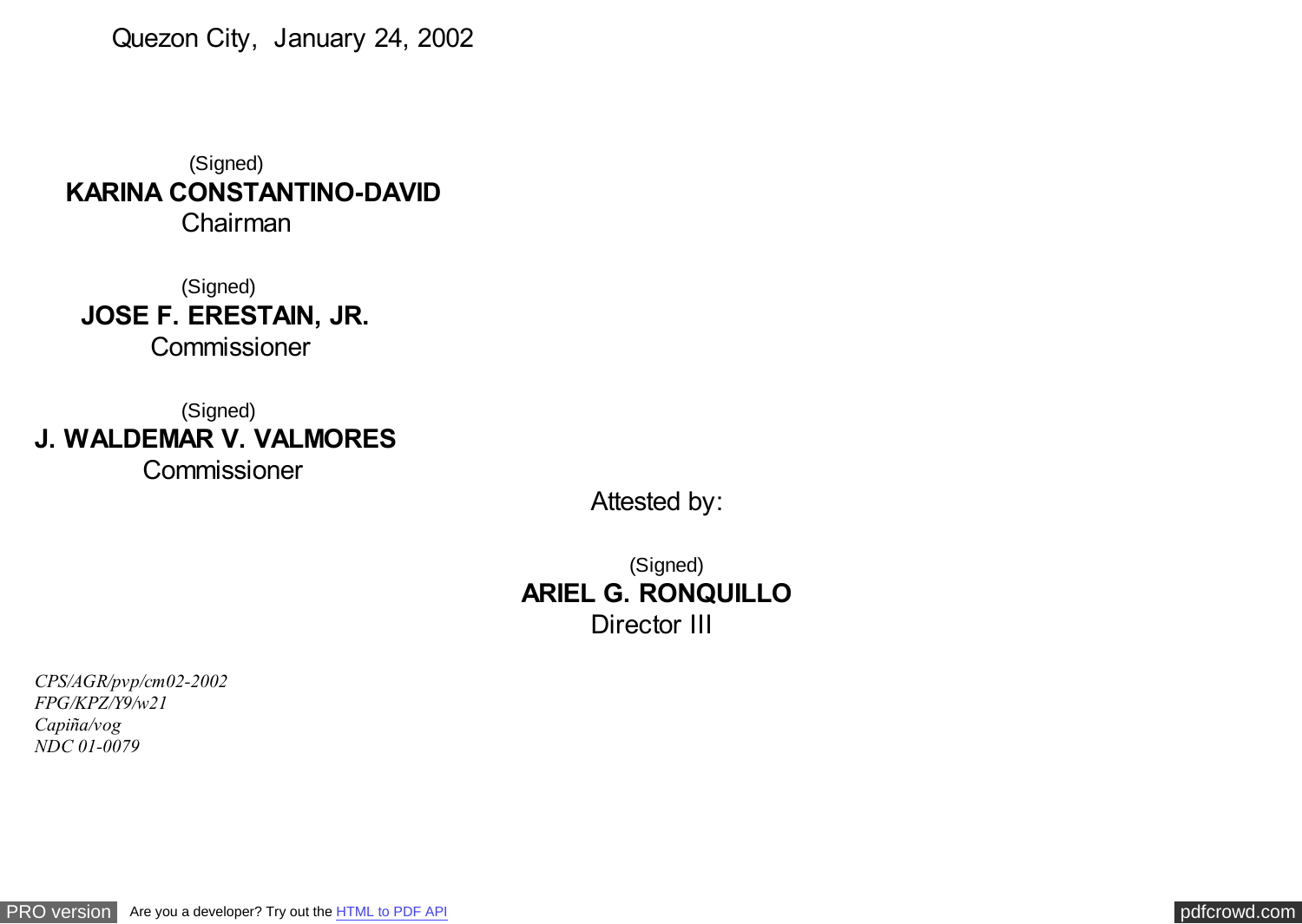Quezon City, January 24, 2002

(Signed)
**KARINA CONSTANTINO-DAVID**
Chairman

(Signed)
**JOSE F. ERESTAIN, JR.**
Commissioner

(Signed)
**J. WALDEMAR V. VALMORES**
Commissioner

Attested by:

(Signed)
**ARIEL G. RONQUILLO**
Director III

*CPS/AGR/pvp/cm02-2002*
*FPG/KPZ/Y9/w21*
*Capiña/vog*
*NDC 01-0079*